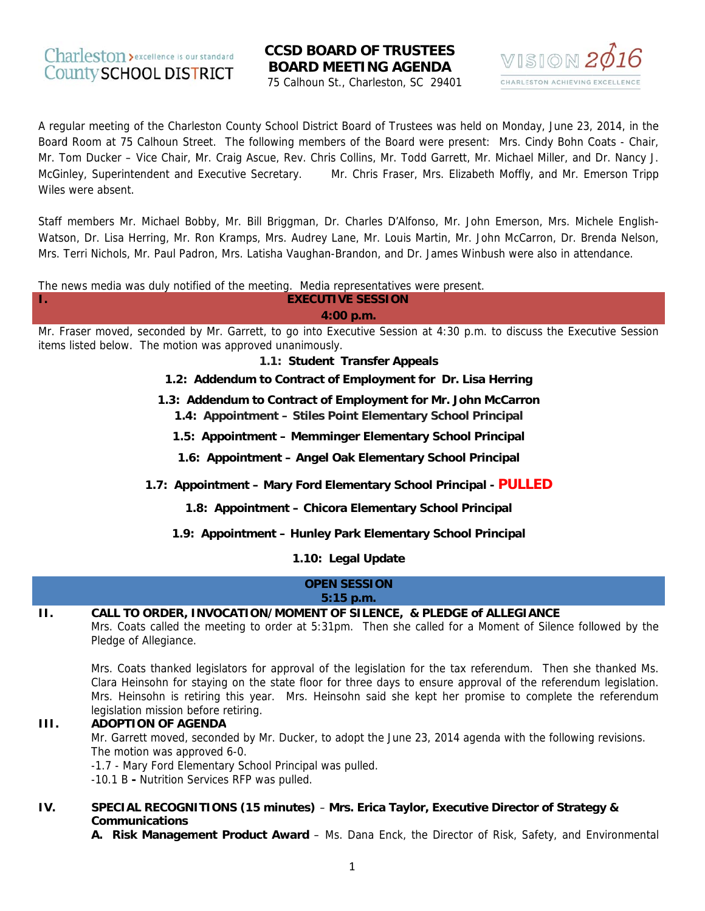Charleston County SCHOOL DISTRICT — excellence is our standard

# CCSD BOARD OF TRUSTEES BOARD MEETING AGENDA

75 Calhoun St., Charleston, SC 29401

VISION 2016 — CHARLESTON ACHIEVING EXCELLENCE

A regular meeting of the Charleston County School District Board of Trustees was held on Monday, June 23, 2014, in the Board Room at 75 Calhoun Street. The following members of the Board were present: Mrs. Cindy Bohn Coats - Chair, Mr. Tom Ducker – Vice Chair, Mr. Craig Ascue, Rev. Chris Collins, Mr. Todd Garrett, Mr. Michael Miller, and Dr. Nancy J. McGinley, Superintendent and Executive Secretary. Mr. Chris Fraser, Mrs. Elizabeth Moffly, and Mr. Emerson Tripp Wiles were absent.

Staff members Mr. Michael Bobby, Mr. Bill Briggman, Dr. Charles D'Alfonso, Mr. John Emerson, Mrs. Michele English-Watson, Dr. Lisa Herring, Mr. Ron Kramps, Mrs. Audrey Lane, Mr. Louis Martin, Mr. John McCarron, Dr. Brenda Nelson, Mrs. Terri Nichols, Mr. Paul Padron, Mrs. Latisha Vaughan-Brandon, and Dr. James Winbush were also in attendance.

The news media was duly notified of the meeting. Media representatives were present.

## I. EXECUTIVE SESSION

**4:00 p.m.**

Mr. Fraser moved, seconded by Mr. Garrett, to go into Executive Session at 4:30 p.m. to discuss the Executive Session items listed below. The motion was approved unanimously.

**1.1: Student Transfer Appeals**

**1.2: Addendum to Contract of Employment for Dr. Lisa Herring**

**1.3: Addendum to Contract of Employment for Mr. John McCarron**

**1.4: Appointment – Stiles Point Elementary School Principal**

**1.5: Appointment – Memminger Elementary School Principal**

**1.6: Appointment – Angel Oak Elementary School Principal**

**1.7: Appointment – Mary Ford Elementary School Principal - PULLED**

**1.8: Appointment – Chicora Elementary School Principal**

**1.9: Appointment – Hunley Park Elementary School Principal**

**1.10: Legal Update**

## OPEN SESSION

**5:15 p.m.**

## II. CALL TO ORDER, INVOCATION/MOMENT OF SILENCE, & PLEDGE of ALLEGIANCE

Mrs. Coats called the meeting to order at 5:31pm. Then she called for a Moment of Silence followed by the Pledge of Allegiance.

Mrs. Coats thanked legislators for approval of the legislation for the tax referendum. Then she thanked Ms. Clara Heinsohn for staying on the state floor for three days to ensure approval of the referendum legislation. Mrs. Heinsohn is retiring this year. Mrs. Heinsohn said she kept her promise to complete the referendum legislation mission before retiring.

## III. ADOPTION OF AGENDA

Mr. Garrett moved, seconded by Mr. Ducker, to adopt the June 23, 2014 agenda with the following revisions. The motion was approved 6-0.

-1.7 - Mary Ford Elementary School Principal was pulled.

-10.1 B **-** Nutrition Services RFP was pulled.

## IV. SPECIAL RECOGNITIONS (15 minutes) – Mrs. Erica Taylor, Executive Director of Strategy & Communications

**A. Risk Management Product Award** – Ms. Dana Enck, the Director of Risk, Safety, and Environmental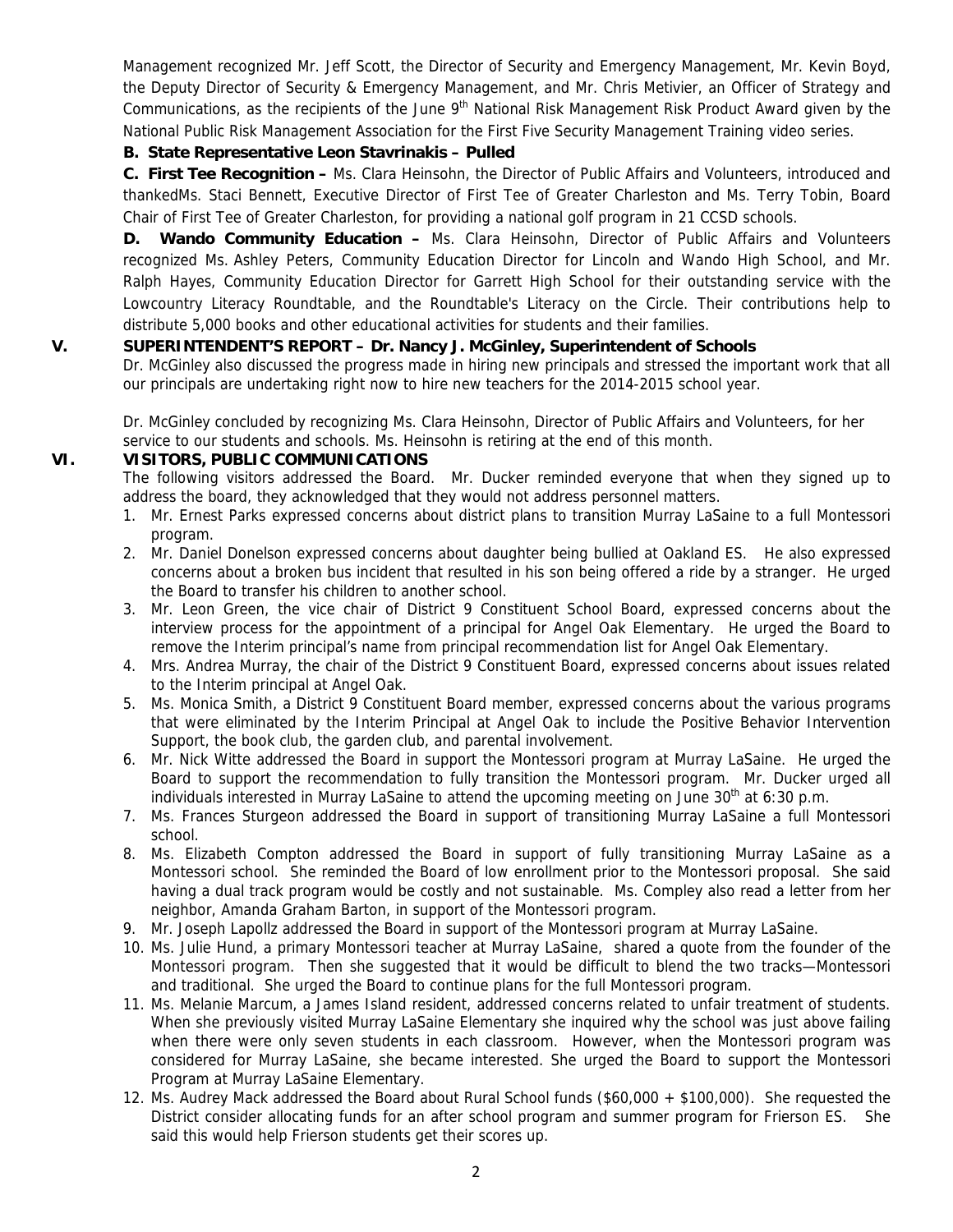Management recognized Mr. Jeff Scott, the Director of Security and Emergency Management, Mr. Kevin Boyd, the Deputy Director of Security & Emergency Management, and Mr. Chris Metivier, an Officer of Strategy and Communications, as the recipients of the June 9th National Risk Management Risk Product Award given by the National Public Risk Management Association for the First Five Security Management Training video series.

**B. State Representative Leon Stavrinakis – Pulled**

**C. First Tee Recognition –** Ms. Clara Heinsohn, the Director of Public Affairs and Volunteers, introduced and thankedMs. Staci Bennett, Executive Director of First Tee of Greater Charleston and Ms. Terry Tobin, Board Chair of First Tee of Greater Charleston, for providing a national golf program in 21 CCSD schools.

**D. Wando Community Education –** Ms. Clara Heinsohn, Director of Public Affairs and Volunteers recognized Ms. Ashley Peters, Community Education Director for Lincoln and Wando High School, and Mr. Ralph Hayes, Community Education Director for Garrett High School for their outstanding service with the Lowcountry Literacy Roundtable, and the Roundtable's Literacy on the Circle. Their contributions help to distribute 5,000 books and other educational activities for students and their families.

## V. SUPERINTENDENT'S REPORT – Dr. Nancy J. McGinley, Superintendent of Schools

Dr. McGinley also discussed the progress made in hiring new principals and stressed the important work that all our principals are undertaking right now to hire new teachers for the 2014-2015 school year.

Dr. McGinley concluded by recognizing Ms. Clara Heinsohn, Director of Public Affairs and Volunteers, for her service to our students and schools. Ms. Heinsohn is retiring at the end of this month.

## VI. VISITORS, PUBLIC COMMUNICATIONS

The following visitors addressed the Board. Mr. Ducker reminded everyone that when they signed up to address the board, they acknowledged that they would not address personnel matters.

1. Mr. Ernest Parks expressed concerns about district plans to transition Murray LaSaine to a full Montessori program.
2. Mr. Daniel Donelson expressed concerns about daughter being bullied at Oakland ES. He also expressed concerns about a broken bus incident that resulted in his son being offered a ride by a stranger. He urged the Board to transfer his children to another school.
3. Mr. Leon Green, the vice chair of District 9 Constituent School Board, expressed concerns about the interview process for the appointment of a principal for Angel Oak Elementary. He urged the Board to remove the Interim principal's name from principal recommendation list for Angel Oak Elementary.
4. Mrs. Andrea Murray, the chair of the District 9 Constituent Board, expressed concerns about issues related to the Interim principal at Angel Oak.
5. Ms. Monica Smith, a District 9 Constituent Board member, expressed concerns about the various programs that were eliminated by the Interim Principal at Angel Oak to include the Positive Behavior Intervention Support, the book club, the garden club, and parental involvement.
6. Mr. Nick Witte addressed the Board in support the Montessori program at Murray LaSaine. He urged the Board to support the recommendation to fully transition the Montessori program. Mr. Ducker urged all individuals interested in Murray LaSaine to attend the upcoming meeting on June 30th at 6:30 p.m.
7. Ms. Frances Sturgeon addressed the Board in support of transitioning Murray LaSaine a full Montessori school.
8. Ms. Elizabeth Compton addressed the Board in support of fully transitioning Murray LaSaine as a Montessori school. She reminded the Board of low enrollment prior to the Montessori proposal. She said having a dual track program would be costly and not sustainable. Ms. Compley also read a letter from her neighbor, Amanda Graham Barton, in support of the Montessori program.
9. Mr. Joseph Lapollz addressed the Board in support of the Montessori program at Murray LaSaine.
10. Ms. Julie Hund, a primary Montessori teacher at Murray LaSaine, shared a quote from the founder of the Montessori program. Then she suggested that it would be difficult to blend the two tracks—Montessori and traditional. She urged the Board to continue plans for the full Montessori program.
11. Ms. Melanie Marcum, a James Island resident, addressed concerns related to unfair treatment of students. When she previously visited Murray LaSaine Elementary she inquired why the school was just above failing when there were only seven students in each classroom. However, when the Montessori program was considered for Murray LaSaine, she became interested. She urged the Board to support the Montessori Program at Murray LaSaine Elementary.
12. Ms. Audrey Mack addressed the Board about Rural School funds ($60,000 + $100,000). She requested the District consider allocating funds for an after school program and summer program for Frierson ES. She said this would help Frierson students get their scores up.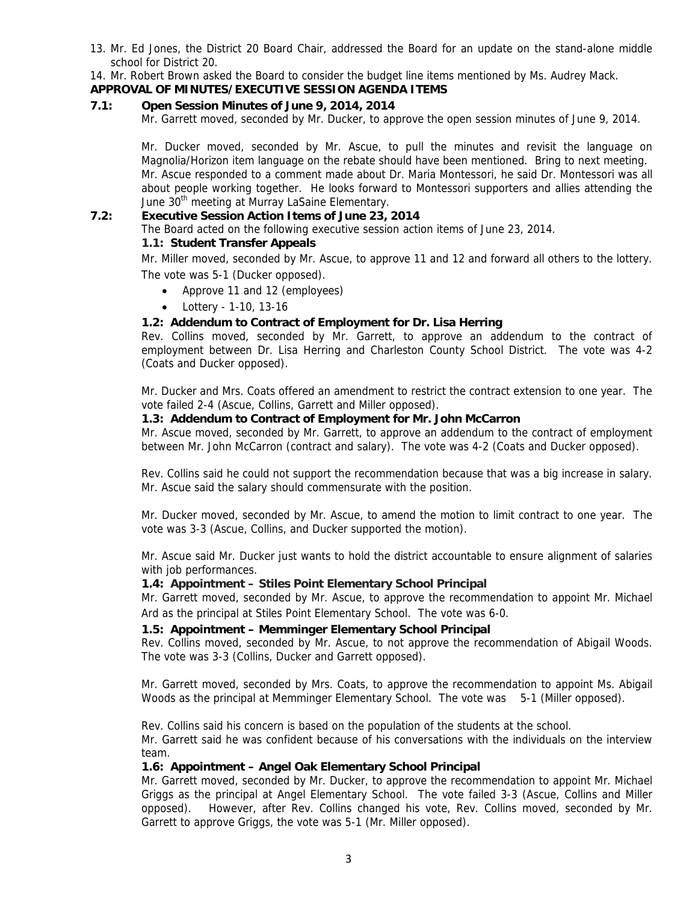13. Mr. Ed Jones, the District 20 Board Chair, addressed the Board for an update on the stand-alone middle school for District 20.
14. Mr. Robert Brown asked the Board to consider the budget line items mentioned by Ms. Audrey Mack.

**APPROVAL OF MINUTES/EXECUTIVE SESSION AGENDA ITEMS**

**7.1: Open Session Minutes of June 9, 2014, 2014**

Mr. Garrett moved, seconded by Mr. Ducker, to approve the open session minutes of June 9, 2014.

Mr. Ducker moved, seconded by Mr. Ascue, to pull the minutes and revisit the language on Magnolia/Horizon item language on the rebate should have been mentioned. Bring to next meeting. Mr. Ascue responded to a comment made about Dr. Maria Montessori, he said Dr. Montessori was all about people working together. He looks forward to Montessori supporters and allies attending the June 30th meeting at Murray LaSaine Elementary.

**7.2: Executive Session Action Items of June 23, 2014**

The Board acted on the following executive session action items of June 23, 2014.

**1.1: Student Transfer Appeals**

Mr. Miller moved, seconded by Mr. Ascue, to approve 11 and 12 and forward all others to the lottery. The vote was 5-1 (Ducker opposed).

- Approve 11 and 12 (employees)
- Lottery - 1-10, 13-16

**1.2: Addendum to Contract of Employment for Dr. Lisa Herring**

Rev. Collins moved, seconded by Mr. Garrett, to approve an addendum to the contract of employment between Dr. Lisa Herring and Charleston County School District. The vote was 4-2 (Coats and Ducker opposed).

Mr. Ducker and Mrs. Coats offered an amendment to restrict the contract extension to one year. The vote failed 2-4 (Ascue, Collins, Garrett and Miller opposed).

**1.3: Addendum to Contract of Employment for Mr. John McCarron**

Mr. Ascue moved, seconded by Mr. Garrett, to approve an addendum to the contract of employment between Mr. John McCarron (contract and salary). The vote was 4-2 (Coats and Ducker opposed).

Rev. Collins said he could not support the recommendation because that was a big increase in salary. Mr. Ascue said the salary should commensurate with the position.

Mr. Ducker moved, seconded by Mr. Ascue, to amend the motion to limit contract to one year. The vote was 3-3 (Ascue, Collins, and Ducker supported the motion).

Mr. Ascue said Mr. Ducker just wants to hold the district accountable to ensure alignment of salaries with job performances.

**1.4: Appointment – Stiles Point Elementary School Principal**

Mr. Garrett moved, seconded by Mr. Ascue, to approve the recommendation to appoint Mr. Michael Ard as the principal at Stiles Point Elementary School. The vote was 6-0.

**1.5: Appointment – Memminger Elementary School Principal**

Rev. Collins moved, seconded by Mr. Ascue, to not approve the recommendation of Abigail Woods. The vote was 3-3 (Collins, Ducker and Garrett opposed).

Mr. Garrett moved, seconded by Mrs. Coats, to approve the recommendation to appoint Ms. Abigail Woods as the principal at Memminger Elementary School. The vote was 5-1 (Miller opposed).

Rev. Collins said his concern is based on the population of the students at the school. Mr. Garrett said he was confident because of his conversations with the individuals on the interview team.

**1.6: Appointment – Angel Oak Elementary School Principal**

Mr. Garrett moved, seconded by Mr. Ducker, to approve the recommendation to appoint Mr. Michael Griggs as the principal at Angel Elementary School. The vote failed 3-3 (Ascue, Collins and Miller opposed). However, after Rev. Collins changed his vote, Rev. Collins moved, seconded by Mr. Garrett to approve Griggs, the vote was 5-1 (Mr. Miller opposed).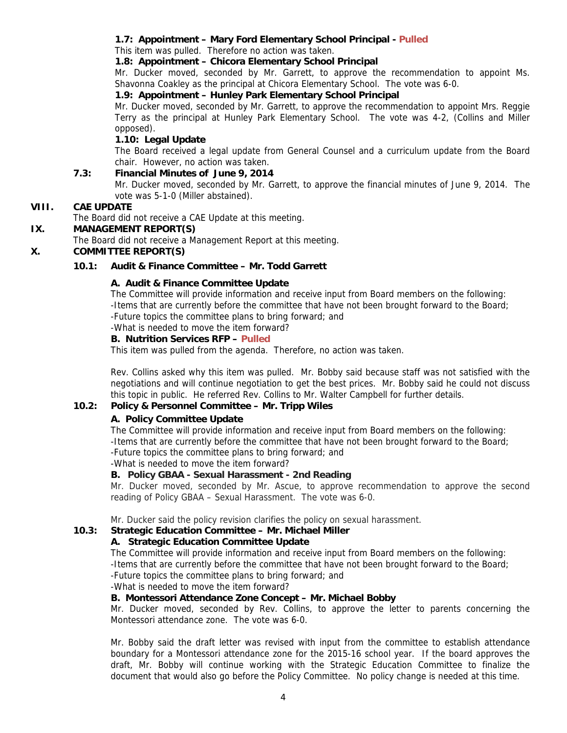**1.7: Appointment – Mary Ford Elementary School Principal - Pulled**

This item was pulled. Therefore no action was taken.

**1.8: Appointment – Chicora Elementary School Principal**

Mr. Ducker moved, seconded by Mr. Garrett, to approve the recommendation to appoint Ms. Shavonna Coakley as the principal at Chicora Elementary School. The vote was 6-0.

**1.9: Appointment – Hunley Park Elementary School Principal**

Mr. Ducker moved, seconded by Mr. Garrett, to approve the recommendation to appoint Mrs. Reggie Terry as the principal at Hunley Park Elementary School. The vote was 4-2, (Collins and Miller opposed).

**1.10: Legal Update**

The Board received a legal update from General Counsel and a curriculum update from the Board chair. However, no action was taken.

**7.3: Financial Minutes of June 9, 2014**

Mr. Ducker moved, seconded by Mr. Garrett, to approve the financial minutes of June 9, 2014. The vote was 5-1-0 (Miller abstained).

## VIII. CAE UPDATE

The Board did not receive a CAE Update at this meeting.

## IX. MANAGEMENT REPORT(S)

The Board did not receive a Management Report at this meeting.

## X. COMMITTEE REPORT(S)

### 10.1: Audit & Finance Committee – Mr. Todd Garrett

**A. Audit & Finance Committee Update**

The Committee will provide information and receive input from Board members on the following:
-Items that are currently before the committee that have not been brought forward to the Board;
-Future topics the committee plans to bring forward; and
-What is needed to move the item forward?

**B. Nutrition Services RFP – Pulled**

This item was pulled from the agenda. Therefore, no action was taken.

Rev. Collins asked why this item was pulled. Mr. Bobby said because staff was not satisfied with the negotiations and will continue negotiation to get the best prices. Mr. Bobby said he could not discuss this topic in public. He referred Rev. Collins to Mr. Walter Campbell for further details.

### 10.2: Policy & Personnel Committee – Mr. Tripp Wiles

**A. Policy Committee Update**

The Committee will provide information and receive input from Board members on the following:
-Items that are currently before the committee that have not been brought forward to the Board;
-Future topics the committee plans to bring forward; and
-What is needed to move the item forward?

**B. Policy GBAA - Sexual Harassment - 2nd Reading**

Mr. Ducker moved, seconded by Mr. Ascue, to approve recommendation to approve the second reading of Policy GBAA – Sexual Harassment. The vote was 6-0.

Mr. Ducker said the policy revision clarifies the policy on sexual harassment.

### 10.3: Strategic Education Committee – Mr. Michael Miller

**A. Strategic Education Committee Update**

The Committee will provide information and receive input from Board members on the following:
-Items that are currently before the committee that have not been brought forward to the Board;
-Future topics the committee plans to bring forward; and
-What is needed to move the item forward?

**B. Montessori Attendance Zone Concept – Mr. Michael Bobby**

Mr. Ducker moved, seconded by Rev. Collins, to approve the letter to parents concerning the Montessori attendance zone. The vote was 6-0.

Mr. Bobby said the draft letter was revised with input from the committee to establish attendance boundary for a Montessori attendance zone for the 2015-16 school year. If the board approves the draft, Mr. Bobby will continue working with the Strategic Education Committee to finalize the document that would also go before the Policy Committee. No policy change is needed at this time.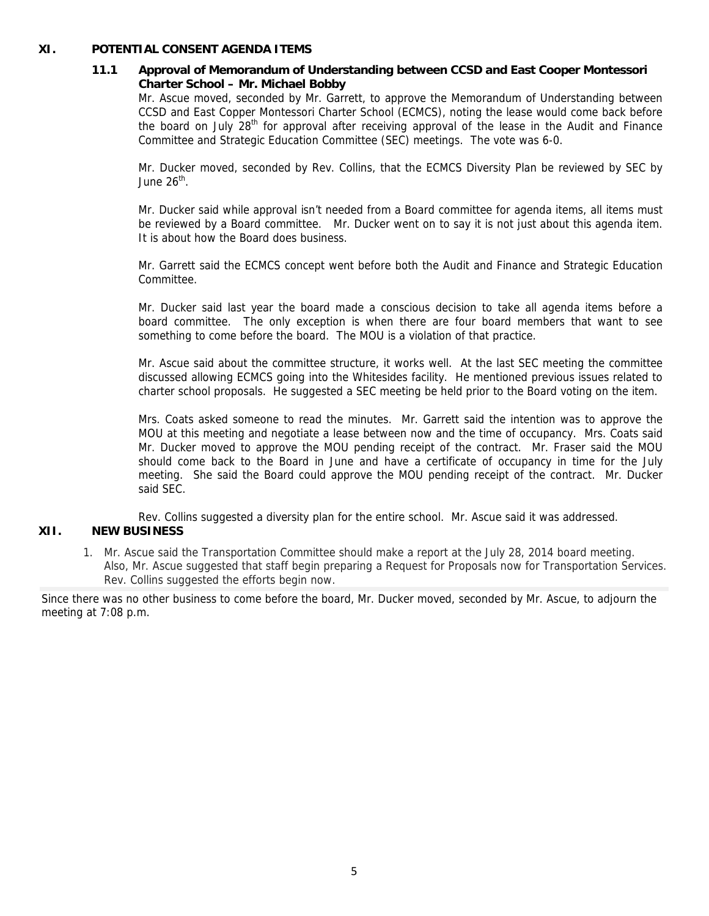## XI. POTENTIAL CONSENT AGENDA ITEMS

### 11.1 Approval of Memorandum of Understanding between CCSD and East Cooper Montessori Charter School – Mr. Michael Bobby

Mr. Ascue moved, seconded by Mr. Garrett, to approve the Memorandum of Understanding between CCSD and East Copper Montessori Charter School (ECMCS), noting the lease would come back before the board on July 28th for approval after receiving approval of the lease in the Audit and Finance Committee and Strategic Education Committee (SEC) meetings. The vote was 6-0.

Mr. Ducker moved, seconded by Rev. Collins, that the ECMCS Diversity Plan be reviewed by SEC by June 26th.

Mr. Ducker said while approval isn't needed from a Board committee for agenda items, all items must be reviewed by a Board committee. Mr. Ducker went on to say it is not just about this agenda item. It is about how the Board does business.

Mr. Garrett said the ECMCS concept went before both the Audit and Finance and Strategic Education Committee.

Mr. Ducker said last year the board made a conscious decision to take all agenda items before a board committee. The only exception is when there are four board members that want to see something to come before the board. The MOU is a violation of that practice.

Mr. Ascue said about the committee structure, it works well. At the last SEC meeting the committee discussed allowing ECMCS going into the Whitesides facility. He mentioned previous issues related to charter school proposals. He suggested a SEC meeting be held prior to the Board voting on the item.

Mrs. Coats asked someone to read the minutes. Mr. Garrett said the intention was to approve the MOU at this meeting and negotiate a lease between now and the time of occupancy. Mrs. Coats said Mr. Ducker moved to approve the MOU pending receipt of the contract. Mr. Fraser said the MOU should come back to the Board in June and have a certificate of occupancy in time for the July meeting. She said the Board could approve the MOU pending receipt of the contract. Mr. Ducker said SEC.

Rev. Collins suggested a diversity plan for the entire school. Mr. Ascue said it was addressed.

## XII. NEW BUSINESS

1. Mr. Ascue said the Transportation Committee should make a report at the July 28, 2014 board meeting. Also, Mr. Ascue suggested that staff begin preparing a Request for Proposals now for Transportation Services. Rev. Collins suggested the efforts begin now.

Since there was no other business to come before the board, Mr. Ducker moved, seconded by Mr. Ascue, to adjourn the meeting at 7:08 p.m.